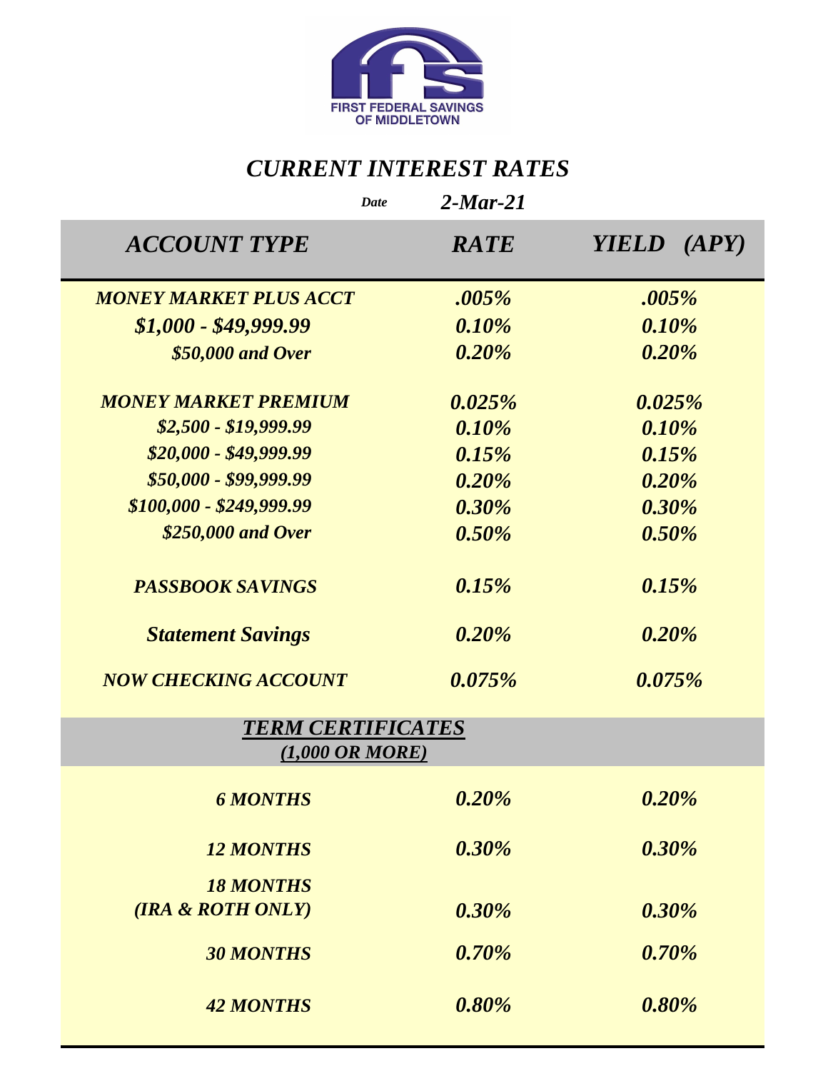FIRST FEDERAL SAVINGS OF MIDDLETOWN

# *CURRENT INTEREST RATES*

*Date* ***2-Mar-21***

| *ACCOUNT TYPE* | *RATE* | *YIELD (APY)* |
|---|---|---|
| ***MONEY MARKET PLUS ACCT*** | ***.005%*** | ***.005%*** |
| ***$1,000 - $49,999.99*** | ***0.10%*** | ***0.10%*** |
| ***$50,000 and Over*** | ***0.20%*** | ***0.20%*** |
| ***MONEY MARKET PREMIUM*** | ***0.025%*** | ***0.025%*** |
| ***$2,500 - $19,999.99*** | ***0.10%*** | ***0.10%*** |
| ***$20,000 - $49,999.99*** | ***0.15%*** | ***0.15%*** |
| ***$50,000 - $99,999.99*** | ***0.20%*** | ***0.20%*** |
| ***$100,000 - $249,999.99*** | ***0.30%*** | ***0.30%*** |
| ***$250,000 and Over*** | ***0.50%*** | ***0.50%*** |
| ***PASSBOOK SAVINGS*** | ***0.15%*** | ***0.15%*** |
| ***Statement Savings*** | ***0.20%*** | ***0.20%*** |
| ***NOW CHECKING ACCOUNT*** | ***0.075%*** | ***0.075%*** |
| ***TERM CERTIFICATES (1,000 OR MORE)*** | | |
| ***6 MONTHS*** | ***0.20%*** | ***0.20%*** |
| ***12 MONTHS*** | ***0.30%*** | ***0.30%*** |
| ***18 MONTHS (IRA & ROTH ONLY)*** | ***0.30%*** | ***0.30%*** |
| ***30 MONTHS*** | ***0.70%*** | ***0.70%*** |
| ***42 MONTHS*** | ***0.80%*** | ***0.80%*** |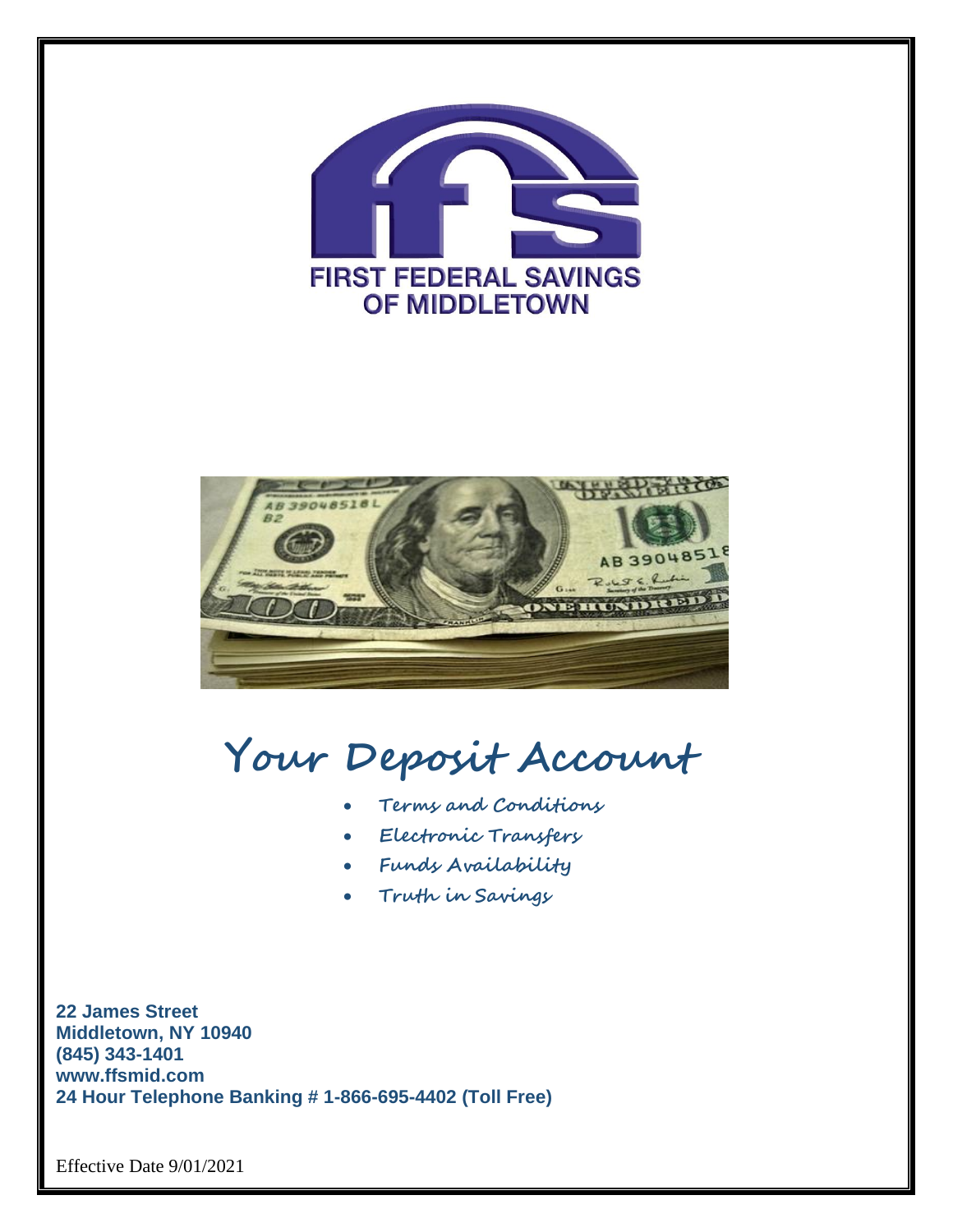FIRST FEDERAL SAVINGS
OF MIDDLETOWN

# Your Deposit Account

- Terms and Conditions
- Electronic Transfers
- Funds Availability
- Truth in Savings

**22 James Street**
**Middletown, NY 10940**
**(845) 343-1401**
**www.ffsmid.com**
**24 Hour Telephone Banking # 1-866-695-4402 (Toll Free)**

Effective Date 9/01/2021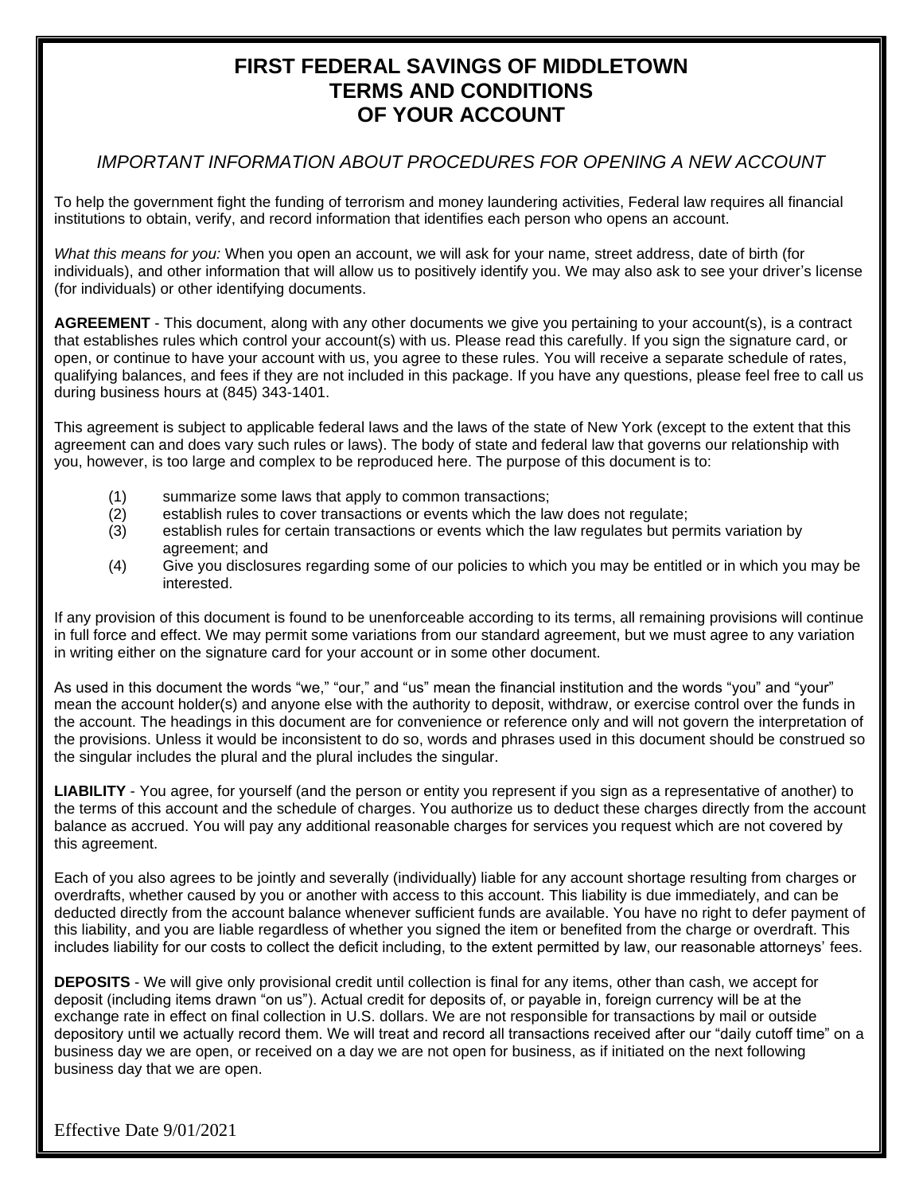# FIRST FEDERAL SAVINGS OF MIDDLETOWN TERMS AND CONDITIONS OF YOUR ACCOUNT

## *IMPORTANT INFORMATION ABOUT PROCEDURES FOR OPENING A NEW ACCOUNT*

To help the government fight the funding of terrorism and money laundering activities, Federal law requires all financial institutions to obtain, verify, and record information that identifies each person who opens an account.

*What this means for you:* When you open an account, we will ask for your name, street address, date of birth (for individuals), and other information that will allow us to positively identify you. We may also ask to see your driver's license (for individuals) or other identifying documents.

**AGREEMENT** - This document, along with any other documents we give you pertaining to your account(s), is a contract that establishes rules which control your account(s) with us. Please read this carefully. If you sign the signature card, or open, or continue to have your account with us, you agree to these rules. You will receive a separate schedule of rates, qualifying balances, and fees if they are not included in this package. If you have any questions, please feel free to call us during business hours at (845) 343-1401.

This agreement is subject to applicable federal laws and the laws of the state of New York (except to the extent that this agreement can and does vary such rules or laws). The body of state and federal law that governs our relationship with you, however, is too large and complex to be reproduced here. The purpose of this document is to:

(1) summarize some laws that apply to common transactions;
(2) establish rules to cover transactions or events which the law does not regulate;
(3) establish rules for certain transactions or events which the law regulates but permits variation by agreement; and
(4) Give you disclosures regarding some of our policies to which you may be entitled or in which you may be interested.

If any provision of this document is found to be unenforceable according to its terms, all remaining provisions will continue in full force and effect. We may permit some variations from our standard agreement, but we must agree to any variation in writing either on the signature card for your account or in some other document.

As used in this document the words "we," "our," and "us" mean the financial institution and the words "you" and "your" mean the account holder(s) and anyone else with the authority to deposit, withdraw, or exercise control over the funds in the account. The headings in this document are for convenience or reference only and will not govern the interpretation of the provisions. Unless it would be inconsistent to do so, words and phrases used in this document should be construed so the singular includes the plural and the plural includes the singular.

**LIABILITY** - You agree, for yourself (and the person or entity you represent if you sign as a representative of another) to the terms of this account and the schedule of charges. You authorize us to deduct these charges directly from the account balance as accrued. You will pay any additional reasonable charges for services you request which are not covered by this agreement.

Each of you also agrees to be jointly and severally (individually) liable for any account shortage resulting from charges or overdrafts, whether caused by you or another with access to this account. This liability is due immediately, and can be deducted directly from the account balance whenever sufficient funds are available. You have no right to defer payment of this liability, and you are liable regardless of whether you signed the item or benefited from the charge or overdraft. This includes liability for our costs to collect the deficit including, to the extent permitted by law, our reasonable attorneys' fees.

**DEPOSITS** - We will give only provisional credit until collection is final for any items, other than cash, we accept for deposit (including items drawn "on us"). Actual credit for deposits of, or payable in, foreign currency will be at the exchange rate in effect on final collection in U.S. dollars. We are not responsible for transactions by mail or outside depository until we actually record them. We will treat and record all transactions received after our "daily cutoff time" on a business day we are open, or received on a day we are not open for business, as if initiated on the next following business day that we are open.

Effective Date 9/01/2021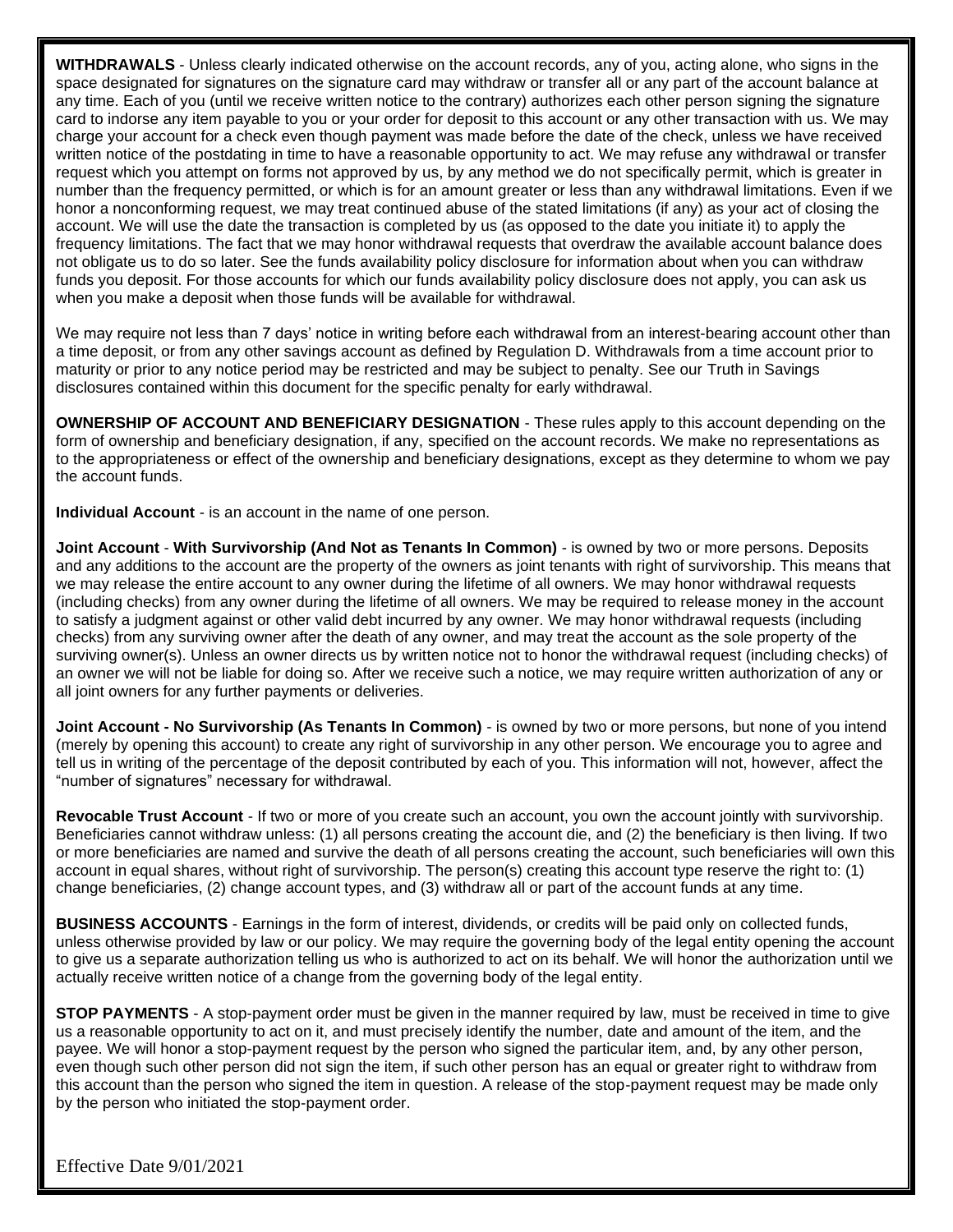**WITHDRAWALS** - Unless clearly indicated otherwise on the account records, any of you, acting alone, who signs in the space designated for signatures on the signature card may withdraw or transfer all or any part of the account balance at any time. Each of you (until we receive written notice to the contrary) authorizes each other person signing the signature card to indorse any item payable to you or your order for deposit to this account or any other transaction with us. We may charge your account for a check even though payment was made before the date of the check, unless we have received written notice of the postdating in time to have a reasonable opportunity to act. We may refuse any withdrawal or transfer request which you attempt on forms not approved by us, by any method we do not specifically permit, which is greater in number than the frequency permitted, or which is for an amount greater or less than any withdrawal limitations. Even if we honor a nonconforming request, we may treat continued abuse of the stated limitations (if any) as your act of closing the account. We will use the date the transaction is completed by us (as opposed to the date you initiate it) to apply the frequency limitations. The fact that we may honor withdrawal requests that overdraw the available account balance does not obligate us to do so later. See the funds availability policy disclosure for information about when you can withdraw funds you deposit. For those accounts for which our funds availability policy disclosure does not apply, you can ask us when you make a deposit when those funds will be available for withdrawal.

We may require not less than 7 days' notice in writing before each withdrawal from an interest-bearing account other than a time deposit, or from any other savings account as defined by Regulation D. Withdrawals from a time account prior to maturity or prior to any notice period may be restricted and may be subject to penalty. See our Truth in Savings disclosures contained within this document for the specific penalty for early withdrawal.

**OWNERSHIP OF ACCOUNT AND BENEFICIARY DESIGNATION** - These rules apply to this account depending on the form of ownership and beneficiary designation, if any, specified on the account records. We make no representations as to the appropriateness or effect of the ownership and beneficiary designations, except as they determine to whom we pay the account funds.

**Individual Account** - is an account in the name of one person.

**Joint Account** - **With Survivorship (And Not as Tenants In Common)** - is owned by two or more persons. Deposits and any additions to the account are the property of the owners as joint tenants with right of survivorship. This means that we may release the entire account to any owner during the lifetime of all owners. We may honor withdrawal requests (including checks) from any owner during the lifetime of all owners. We may be required to release money in the account to satisfy a judgment against or other valid debt incurred by any owner. We may honor withdrawal requests (including checks) from any surviving owner after the death of any owner, and may treat the account as the sole property of the surviving owner(s). Unless an owner directs us by written notice not to honor the withdrawal request (including checks) of an owner we will not be liable for doing so. After we receive such a notice, we may require written authorization of any or all joint owners for any further payments or deliveries.

**Joint Account - No Survivorship (As Tenants In Common)** - is owned by two or more persons, but none of you intend (merely by opening this account) to create any right of survivorship in any other person. We encourage you to agree and tell us in writing of the percentage of the deposit contributed by each of you. This information will not, however, affect the "number of signatures" necessary for withdrawal.

**Revocable Trust Account** - If two or more of you create such an account, you own the account jointly with survivorship. Beneficiaries cannot withdraw unless: (1) all persons creating the account die, and (2) the beneficiary is then living. If two or more beneficiaries are named and survive the death of all persons creating the account, such beneficiaries will own this account in equal shares, without right of survivorship. The person(s) creating this account type reserve the right to: (1) change beneficiaries, (2) change account types, and (3) withdraw all or part of the account funds at any time.

**BUSINESS ACCOUNTS** - Earnings in the form of interest, dividends, or credits will be paid only on collected funds, unless otherwise provided by law or our policy. We may require the governing body of the legal entity opening the account to give us a separate authorization telling us who is authorized to act on its behalf. We will honor the authorization until we actually receive written notice of a change from the governing body of the legal entity.

**STOP PAYMENTS** - A stop-payment order must be given in the manner required by law, must be received in time to give us a reasonable opportunity to act on it, and must precisely identify the number, date and amount of the item, and the payee. We will honor a stop-payment request by the person who signed the particular item, and, by any other person, even though such other person did not sign the item, if such other person has an equal or greater right to withdraw from this account than the person who signed the item in question. A release of the stop-payment request may be made only by the person who initiated the stop-payment order.

Effective Date 9/01/2021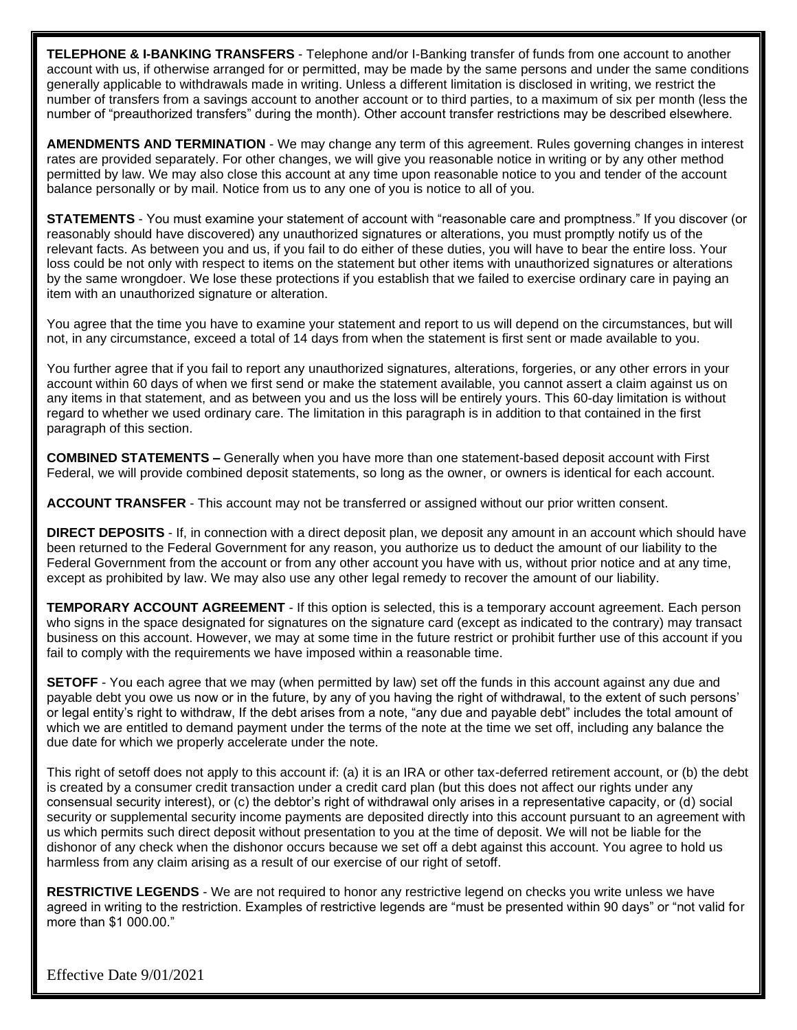**TELEPHONE & I-BANKING TRANSFERS** - Telephone and/or I-Banking transfer of funds from one account to another account with us, if otherwise arranged for or permitted, may be made by the same persons and under the same conditions generally applicable to withdrawals made in writing. Unless a different limitation is disclosed in writing, we restrict the number of transfers from a savings account to another account or to third parties, to a maximum of six per month (less the number of "preauthorized transfers" during the month). Other account transfer restrictions may be described elsewhere.

**AMENDMENTS AND TERMINATION** - We may change any term of this agreement. Rules governing changes in interest rates are provided separately. For other changes, we will give you reasonable notice in writing or by any other method permitted by law. We may also close this account at any time upon reasonable notice to you and tender of the account balance personally or by mail. Notice from us to any one of you is notice to all of you.

**STATEMENTS** - You must examine your statement of account with "reasonable care and promptness." If you discover (or reasonably should have discovered) any unauthorized signatures or alterations, you must promptly notify us of the relevant facts. As between you and us, if you fail to do either of these duties, you will have to bear the entire loss. Your loss could be not only with respect to items on the statement but other items with unauthorized signatures or alterations by the same wrongdoer. We lose these protections if you establish that we failed to exercise ordinary care in paying an item with an unauthorized signature or alteration.

You agree that the time you have to examine your statement and report to us will depend on the circumstances, but will not, in any circumstance, exceed a total of 14 days from when the statement is first sent or made available to you.

You further agree that if you fail to report any unauthorized signatures, alterations, forgeries, or any other errors in your account within 60 days of when we first send or make the statement available, you cannot assert a claim against us on any items in that statement, and as between you and us the loss will be entirely yours. This 60-day limitation is without regard to whether we used ordinary care. The limitation in this paragraph is in addition to that contained in the first paragraph of this section.

**COMBINED STATEMENTS –** Generally when you have more than one statement-based deposit account with First Federal, we will provide combined deposit statements, so long as the owner, or owners is identical for each account.

**ACCOUNT TRANSFER** - This account may not be transferred or assigned without our prior written consent.

**DIRECT DEPOSITS** - If, in connection with a direct deposit plan, we deposit any amount in an account which should have been returned to the Federal Government for any reason, you authorize us to deduct the amount of our liability to the Federal Government from the account or from any other account you have with us, without prior notice and at any time, except as prohibited by law. We may also use any other legal remedy to recover the amount of our liability.

**TEMPORARY ACCOUNT AGREEMENT** - If this option is selected, this is a temporary account agreement. Each person who signs in the space designated for signatures on the signature card (except as indicated to the contrary) may transact business on this account. However, we may at some time in the future restrict or prohibit further use of this account if you fail to comply with the requirements we have imposed within a reasonable time.

**SETOFF** - You each agree that we may (when permitted by law) set off the funds in this account against any due and payable debt you owe us now or in the future, by any of you having the right of withdrawal, to the extent of such persons' or legal entity's right to withdraw, If the debt arises from a note, "any due and payable debt" includes the total amount of which we are entitled to demand payment under the terms of the note at the time we set off, including any balance the due date for which we properly accelerate under the note.

This right of setoff does not apply to this account if: (a) it is an IRA or other tax-deferred retirement account, or (b) the debt is created by a consumer credit transaction under a credit card plan (but this does not affect our rights under any consensual security interest), or (c) the debtor's right of withdrawal only arises in a representative capacity, or (d) social security or supplemental security income payments are deposited directly into this account pursuant to an agreement with us which permits such direct deposit without presentation to you at the time of deposit. We will not be liable for the dishonor of any check when the dishonor occurs because we set off a debt against this account. You agree to hold us harmless from any claim arising as a result of our exercise of our right of setoff.

**RESTRICTIVE LEGENDS** - We are not required to honor any restrictive legend on checks you write unless we have agreed in writing to the restriction. Examples of restrictive legends are "must be presented within 90 days" or "not valid for more than $1 000.00."

Effective Date 9/01/2021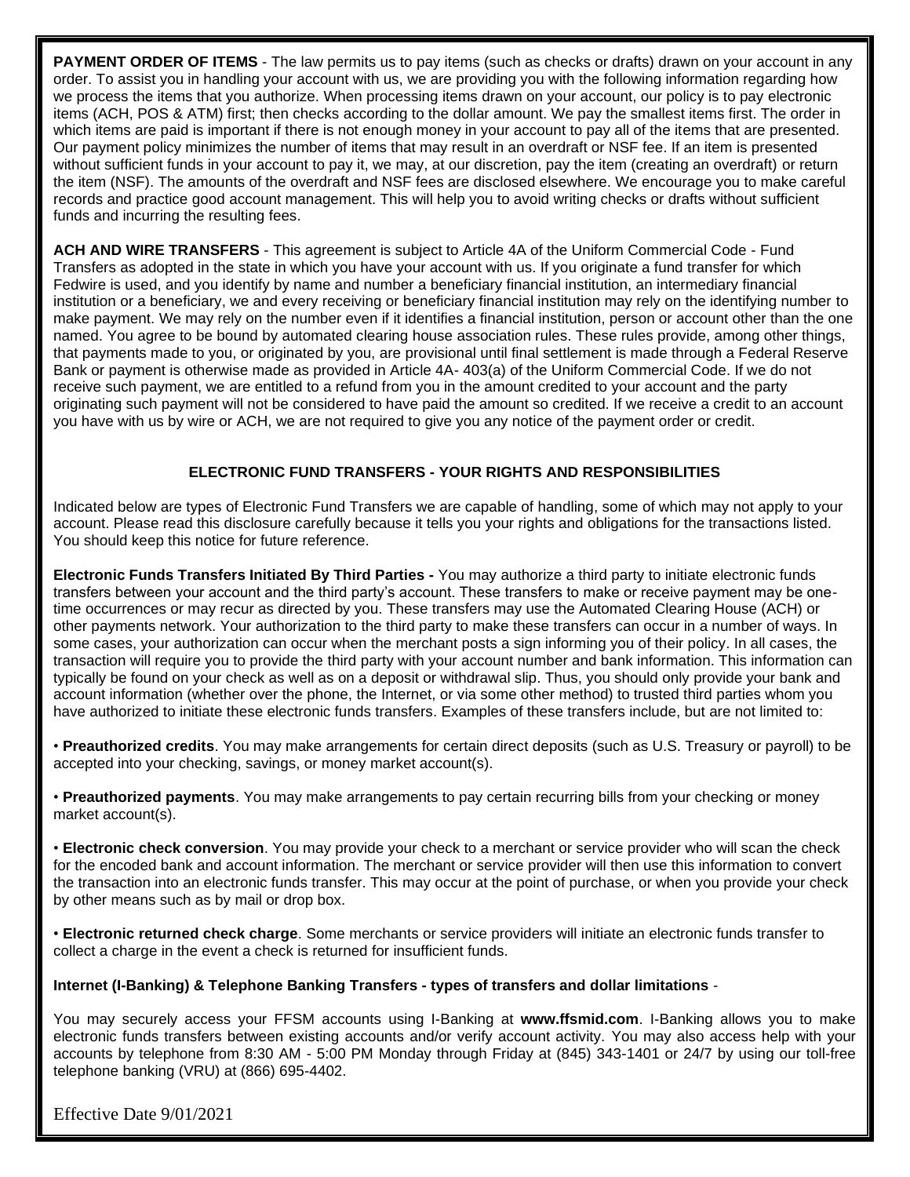**PAYMENT ORDER OF ITEMS** - The law permits us to pay items (such as checks or drafts) drawn on your account in any order. To assist you in handling your account with us, we are providing you with the following information regarding how we process the items that you authorize. When processing items drawn on your account, our policy is to pay electronic items (ACH, POS & ATM) first; then checks according to the dollar amount. We pay the smallest items first. The order in which items are paid is important if there is not enough money in your account to pay all of the items that are presented. Our payment policy minimizes the number of items that may result in an overdraft or NSF fee. If an item is presented without sufficient funds in your account to pay it, we may, at our discretion, pay the item (creating an overdraft) or return the item (NSF). The amounts of the overdraft and NSF fees are disclosed elsewhere. We encourage you to make careful records and practice good account management. This will help you to avoid writing checks or drafts without sufficient funds and incurring the resulting fees.

**ACH AND WIRE TRANSFERS** - This agreement is subject to Article 4A of the Uniform Commercial Code - Fund Transfers as adopted in the state in which you have your account with us. If you originate a fund transfer for which Fedwire is used, and you identify by name and number a beneficiary financial institution, an intermediary financial institution or a beneficiary, we and every receiving or beneficiary financial institution may rely on the identifying number to make payment. We may rely on the number even if it identifies a financial institution, person or account other than the one named. You agree to be bound by automated clearing house association rules. These rules provide, among other things, that payments made to you, or originated by you, are provisional until final settlement is made through a Federal Reserve Bank or payment is otherwise made as provided in Article 4A- 403(a) of the Uniform Commercial Code. If we do not receive such payment, we are entitled to a refund from you in the amount credited to your account and the party originating such payment will not be considered to have paid the amount so credited. If we receive a credit to an account you have with us by wire or ACH, we are not required to give you any notice of the payment order or credit.

## ELECTRONIC FUND TRANSFERS - YOUR RIGHTS AND RESPONSIBILITIES

Indicated below are types of Electronic Fund Transfers we are capable of handling, some of which may not apply to your account. Please read this disclosure carefully because it tells you your rights and obligations for the transactions listed. You should keep this notice for future reference.

**Electronic Funds Transfers Initiated By Third Parties -** You may authorize a third party to initiate electronic funds transfers between your account and the third party's account. These transfers to make or receive payment may be one-time occurrences or may recur as directed by you. These transfers may use the Automated Clearing House (ACH) or other payments network. Your authorization to the third party to make these transfers can occur in a number of ways. In some cases, your authorization can occur when the merchant posts a sign informing you of their policy. In all cases, the transaction will require you to provide the third party with your account number and bank information. This information can typically be found on your check as well as on a deposit or withdrawal slip. Thus, you should only provide your bank and account information (whether over the phone, the Internet, or via some other method) to trusted third parties whom you have authorized to initiate these electronic funds transfers. Examples of these transfers include, but are not limited to:

• **Preauthorized credits**. You may make arrangements for certain direct deposits (such as U.S. Treasury or payroll) to be accepted into your checking, savings, or money market account(s).

• **Preauthorized payments**. You may make arrangements to pay certain recurring bills from your checking or money market account(s).

• **Electronic check conversion**. You may provide your check to a merchant or service provider who will scan the check for the encoded bank and account information. The merchant or service provider will then use this information to convert the transaction into an electronic funds transfer. This may occur at the point of purchase, or when you provide your check by other means such as by mail or drop box.

• **Electronic returned check charge**. Some merchants or service providers will initiate an electronic funds transfer to collect a charge in the event a check is returned for insufficient funds.

**Internet (I-Banking) & Telephone Banking Transfers - types of transfers and dollar limitations** -

You may securely access your FFSM accounts using I-Banking at **www.ffsmid.com**. I-Banking allows you to make electronic funds transfers between existing accounts and/or verify account activity. You may also access help with your accounts by telephone from 8:30 AM - 5:00 PM Monday through Friday at (845) 343-1401 or 24/7 by using our toll-free telephone banking (VRU) at (866) 695-4402.

Effective Date 9/01/2021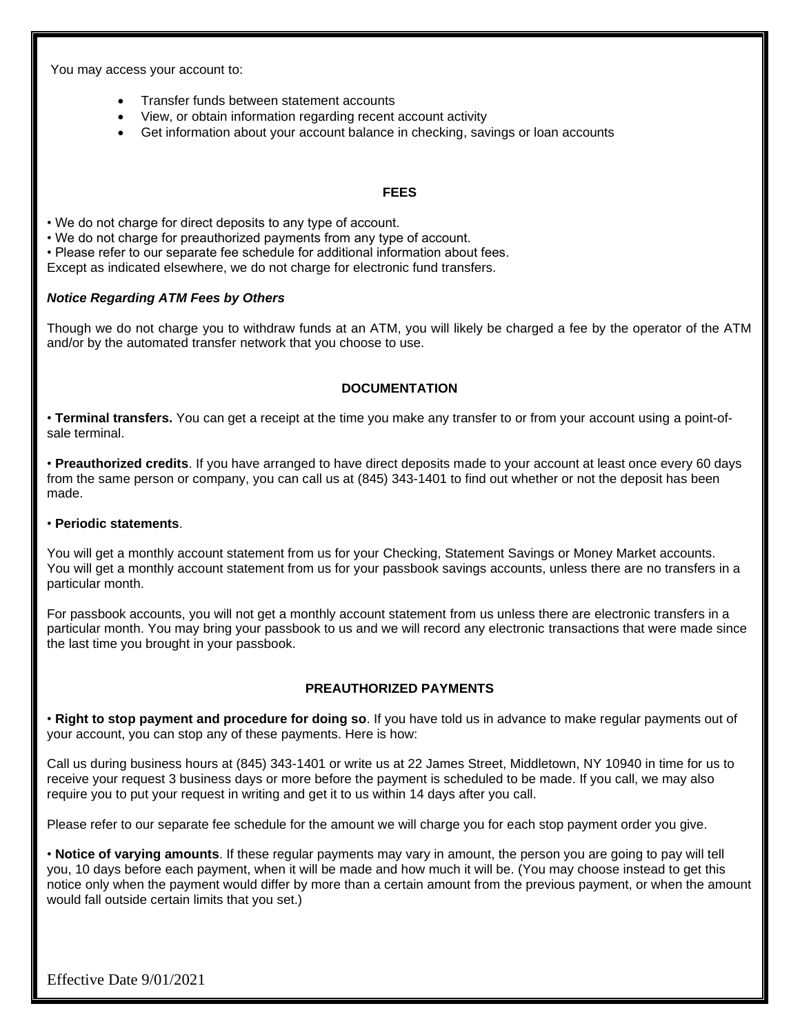You may access your account to:

- Transfer funds between statement accounts
- View, or obtain information regarding recent account activity
- Get information about your account balance in checking, savings or loan accounts

## FEES

• We do not charge for direct deposits to any type of account.
• We do not charge for preauthorized payments from any type of account.
• Please refer to our separate fee schedule for additional information about fees.
Except as indicated elsewhere, we do not charge for electronic fund transfers.

***Notice Regarding ATM Fees by Others***

Though we do not charge you to withdraw funds at an ATM, you will likely be charged a fee by the operator of the ATM and/or by the automated transfer network that you choose to use.

## DOCUMENTATION

• **Terminal transfers.** You can get a receipt at the time you make any transfer to or from your account using a point-of-sale terminal.

• **Preauthorized credits**. If you have arranged to have direct deposits made to your account at least once every 60 days from the same person or company, you can call us at (845) 343-1401 to find out whether or not the deposit has been made.

• **Periodic statements**.

You will get a monthly account statement from us for your Checking, Statement Savings or Money Market accounts.
You will get a monthly account statement from us for your passbook savings accounts, unless there are no transfers in a particular month.

For passbook accounts, you will not get a monthly account statement from us unless there are electronic transfers in a particular month. You may bring your passbook to us and we will record any electronic transactions that were made since the last time you brought in your passbook.

## PREAUTHORIZED PAYMENTS

• **Right to stop payment and procedure for doing so**. If you have told us in advance to make regular payments out of your account, you can stop any of these payments. Here is how:

Call us during business hours at (845) 343-1401 or write us at 22 James Street, Middletown, NY 10940 in time for us to receive your request 3 business days or more before the payment is scheduled to be made. If you call, we may also require you to put your request in writing and get it to us within 14 days after you call.

Please refer to our separate fee schedule for the amount we will charge you for each stop payment order you give.

• **Notice of varying amounts**. If these regular payments may vary in amount, the person you are going to pay will tell you, 10 days before each payment, when it will be made and how much it will be. (You may choose instead to get this notice only when the payment would differ by more than a certain amount from the previous payment, or when the amount would fall outside certain limits that you set.)

Effective Date 9/01/2021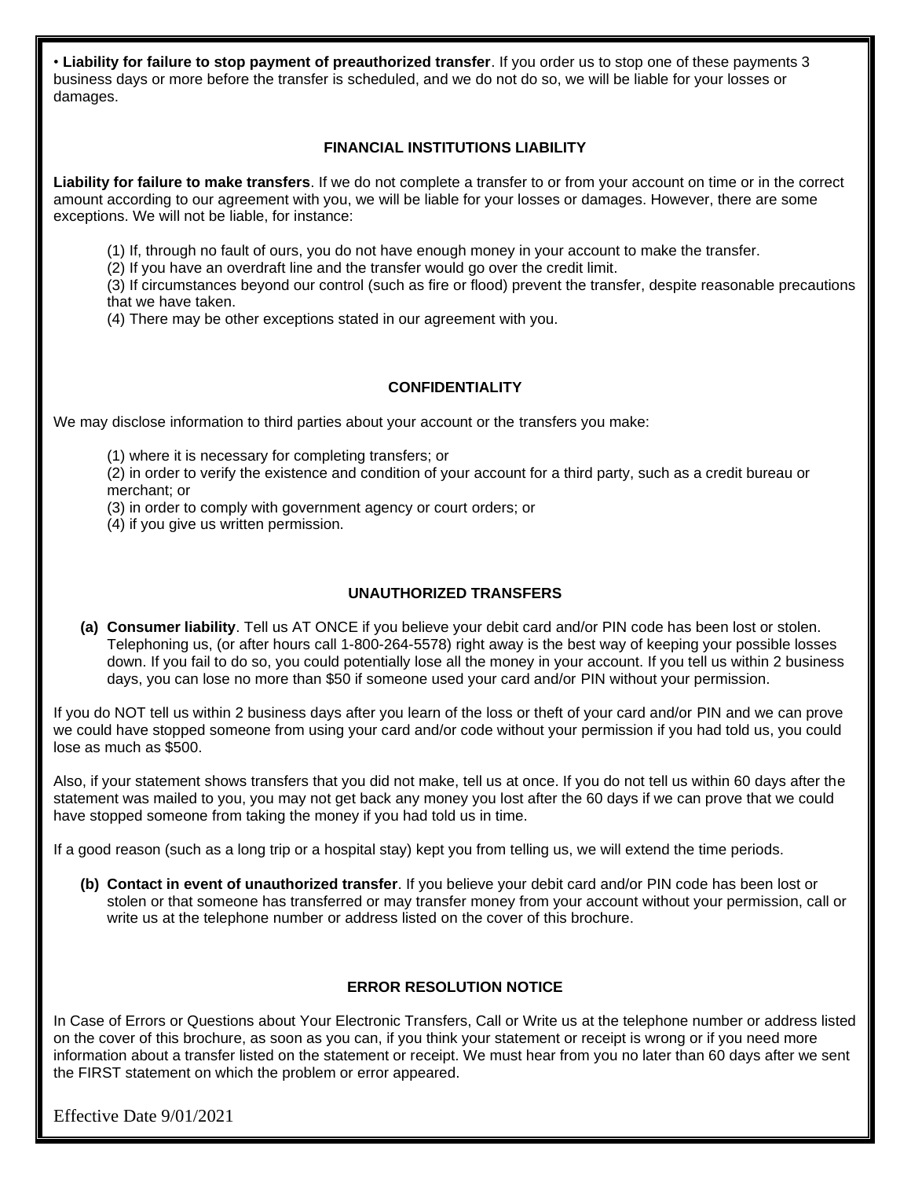• **Liability for failure to stop payment of preauthorized transfer**. If you order us to stop one of these payments 3 business days or more before the transfer is scheduled, and we do not do so, we will be liable for your losses or damages.

## FINANCIAL INSTITUTIONS LIABILITY

**Liability for failure to make transfers**. If we do not complete a transfer to or from your account on time or in the correct amount according to our agreement with you, we will be liable for your losses or damages. However, there are some exceptions. We will not be liable, for instance:

(1) If, through no fault of ours, you do not have enough money in your account to make the transfer.
(2) If you have an overdraft line and the transfer would go over the credit limit.
(3) If circumstances beyond our control (such as fire or flood) prevent the transfer, despite reasonable precautions that we have taken.
(4) There may be other exceptions stated in our agreement with you.

## CONFIDENTIALITY

We may disclose information to third parties about your account or the transfers you make:

(1) where it is necessary for completing transfers; or
(2) in order to verify the existence and condition of your account for a third party, such as a credit bureau or merchant; or
(3) in order to comply with government agency or court orders; or
(4) if you give us written permission.

## UNAUTHORIZED TRANSFERS

**(a) Consumer liability**. Tell us AT ONCE if you believe your debit card and/or PIN code has been lost or stolen. Telephoning us, (or after hours call 1-800-264-5578) right away is the best way of keeping your possible losses down. If you fail to do so, you could potentially lose all the money in your account. If you tell us within 2 business days, you can lose no more than $50 if someone used your card and/or PIN without your permission.

If you do NOT tell us within 2 business days after you learn of the loss or theft of your card and/or PIN and we can prove we could have stopped someone from using your card and/or code without your permission if you had told us, you could lose as much as $500.

Also, if your statement shows transfers that you did not make, tell us at once. If you do not tell us within 60 days after the statement was mailed to you, you may not get back any money you lost after the 60 days if we can prove that we could have stopped someone from taking the money if you had told us in time.

If a good reason (such as a long trip or a hospital stay) kept you from telling us, we will extend the time periods.

**(b) Contact in event of unauthorized transfer**. If you believe your debit card and/or PIN code has been lost or stolen or that someone has transferred or may transfer money from your account without your permission, call or write us at the telephone number or address listed on the cover of this brochure.

## ERROR RESOLUTION NOTICE

In Case of Errors or Questions about Your Electronic Transfers, Call or Write us at the telephone number or address listed on the cover of this brochure, as soon as you can, if you think your statement or receipt is wrong or if you need more information about a transfer listed on the statement or receipt. We must hear from you no later than 60 days after we sent the FIRST statement on which the problem or error appeared.

Effective Date 9/01/2021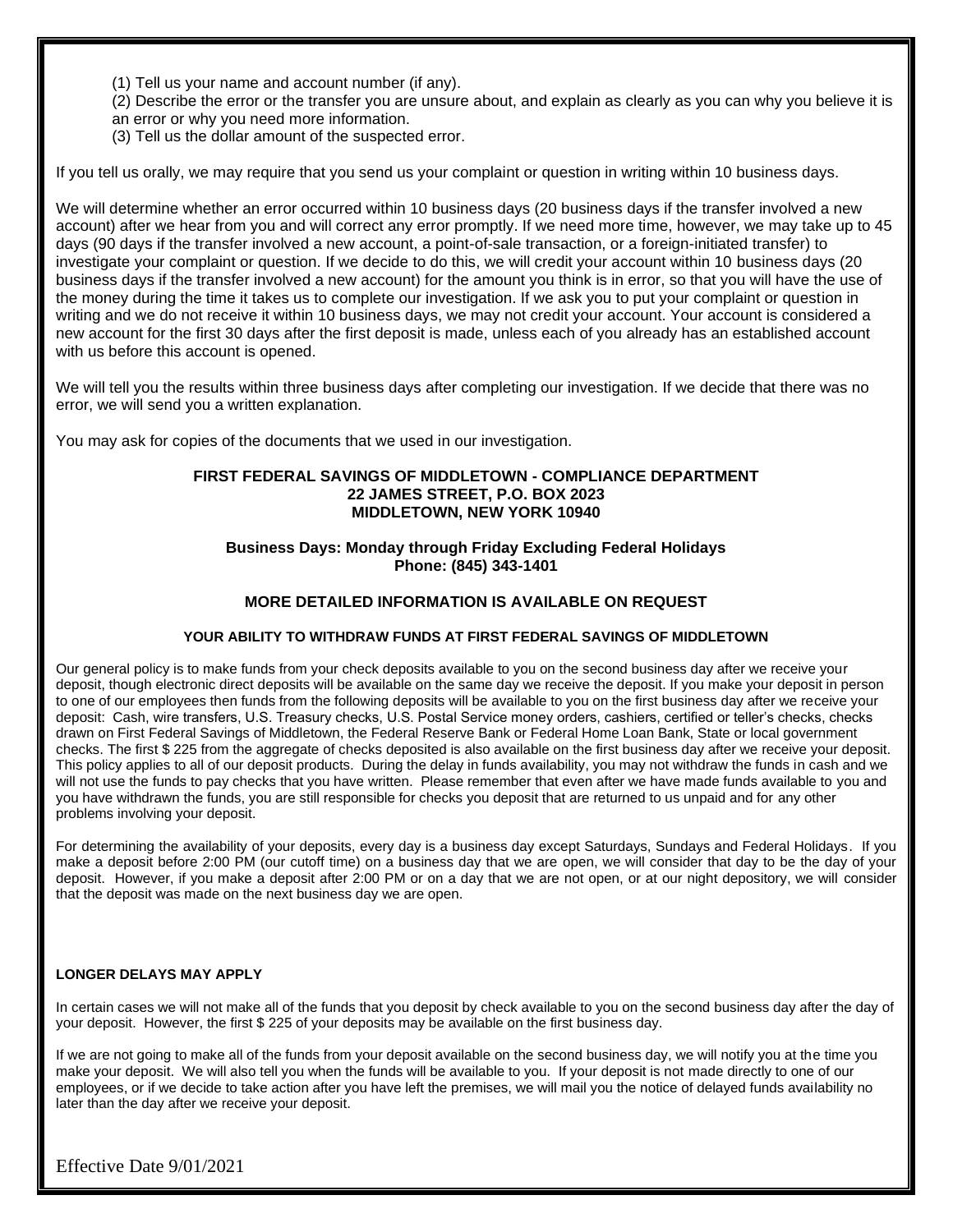(1) Tell us your name and account number (if any).
(2) Describe the error or the transfer you are unsure about, and explain as clearly as you can why you believe it is an error or why you need more information.
(3) Tell us the dollar amount of the suspected error.

If you tell us orally, we may require that you send us your complaint or question in writing within 10 business days.

We will determine whether an error occurred within 10 business days (20 business days if the transfer involved a new account) after we hear from you and will correct any error promptly. If we need more time, however, we may take up to 45 days (90 days if the transfer involved a new account, a point-of-sale transaction, or a foreign-initiated transfer) to investigate your complaint or question. If we decide to do this, we will credit your account within 10 business days (20 business days if the transfer involved a new account) for the amount you think is in error, so that you will have the use of the money during the time it takes us to complete our investigation. If we ask you to put your complaint or question in writing and we do not receive it within 10 business days, we may not credit your account. Your account is considered a new account for the first 30 days after the first deposit is made, unless each of you already has an established account with us before this account is opened.

We will tell you the results within three business days after completing our investigation. If we decide that there was no error, we will send you a written explanation.

You may ask for copies of the documents that we used in our investigation.

**FIRST FEDERAL SAVINGS OF MIDDLETOWN - COMPLIANCE DEPARTMENT**
**22 JAMES STREET, P.O. BOX 2023**
**MIDDLETOWN, NEW YORK 10940**

**Business Days: Monday through Friday Excluding Federal Holidays**
**Phone: (845) 343-1401**

**MORE DETAILED INFORMATION IS AVAILABLE ON REQUEST**

## YOUR ABILITY TO WITHDRAW FUNDS AT FIRST FEDERAL SAVINGS OF MIDDLETOWN

Our general policy is to make funds from your check deposits available to you on the second business day after we receive your deposit, though electronic direct deposits will be available on the same day we receive the deposit. If you make your deposit in person to one of our employees then funds from the following deposits will be available to you on the first business day after we receive your deposit: Cash, wire transfers, U.S. Treasury checks, U.S. Postal Service money orders, cashiers, certified or teller's checks, checks drawn on First Federal Savings of Middletown, the Federal Reserve Bank or Federal Home Loan Bank, State or local government checks. The first $ 225 from the aggregate of checks deposited is also available on the first business day after we receive your deposit. This policy applies to all of our deposit products. During the delay in funds availability, you may not withdraw the funds in cash and we will not use the funds to pay checks that you have written. Please remember that even after we have made funds available to you and you have withdrawn the funds, you are still responsible for checks you deposit that are returned to us unpaid and for any other problems involving your deposit.

For determining the availability of your deposits, every day is a business day except Saturdays, Sundays and Federal Holidays. If you make a deposit before 2:00 PM (our cutoff time) on a business day that we are open, we will consider that day to be the day of your deposit. However, if you make a deposit after 2:00 PM or on a day that we are not open, or at our night depository, we will consider that the deposit was made on the next business day we are open.

### LONGER DELAYS MAY APPLY

In certain cases we will not make all of the funds that you deposit by check available to you on the second business day after the day of your deposit. However, the first $ 225 of your deposits may be available on the first business day.

If we are not going to make all of the funds from your deposit available on the second business day, we will notify you at the time you make your deposit. We will also tell you when the funds will be available to you. If your deposit is not made directly to one of our employees, or if we decide to take action after you have left the premises, we will mail you the notice of delayed funds availability no later than the day after we receive your deposit.

Effective Date 9/01/2021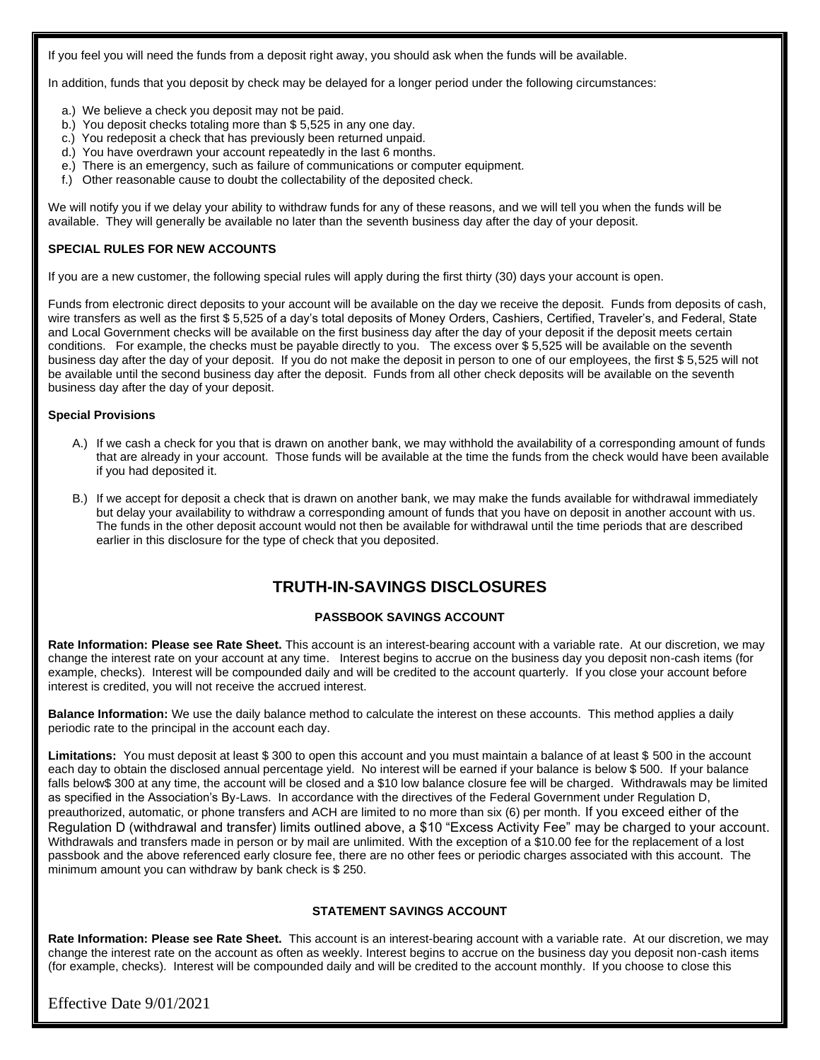If you feel you will need the funds from a deposit right away, you should ask when the funds will be available.

In addition, funds that you deposit by check may be delayed for a longer period under the following circumstances:

a.) We believe a check you deposit may not be paid.
b.) You deposit checks totaling more than $ 5,525 in any one day.
c.) You redeposit a check that has previously been returned unpaid.
d.) You have overdrawn your account repeatedly in the last 6 months.
e.) There is an emergency, such as failure of communications or computer equipment.
f.) Other reasonable cause to doubt the collectability of the deposited check.

We will notify you if we delay your ability to withdraw funds for any of these reasons, and we will tell you when the funds will be available. They will generally be available no later than the seventh business day after the day of your deposit.

**SPECIAL RULES FOR NEW ACCOUNTS**

If you are a new customer, the following special rules will apply during the first thirty (30) days your account is open.

Funds from electronic direct deposits to your account will be available on the day we receive the deposit. Funds from deposits of cash, wire transfers as well as the first $ 5,525 of a day's total deposits of Money Orders, Cashiers, Certified, Traveler's, and Federal, State and Local Government checks will be available on the first business day after the day of your deposit if the deposit meets certain conditions. For example, the checks must be payable directly to you. The excess over $ 5,525 will be available on the seventh business day after the day of your deposit. If you do not make the deposit in person to one of our employees, the first $ 5,525 will not be available until the second business day after the deposit. Funds from all other check deposits will be available on the seventh business day after the day of your deposit.

**Special Provisions**

A.) If we cash a check for you that is drawn on another bank, we may withhold the availability of a corresponding amount of funds that are already in your account. Those funds will be available at the time the funds from the check would have been available if you had deposited it.

B.) If we accept for deposit a check that is drawn on another bank, we may make the funds available for withdrawal immediately but delay your availability to withdraw a corresponding amount of funds that you have on deposit in another account with us. The funds in the other deposit account would not then be available for withdrawal until the time periods that are described earlier in this disclosure for the type of check that you deposited.

## TRUTH-IN-SAVINGS DISCLOSURES

### PASSBOOK SAVINGS ACCOUNT

**Rate Information: Please see Rate Sheet.** This account is an interest-bearing account with a variable rate. At our discretion, we may change the interest rate on your account at any time. Interest begins to accrue on the business day you deposit non-cash items (for example, checks). Interest will be compounded daily and will be credited to the account quarterly. If you close your account before interest is credited, you will not receive the accrued interest.

**Balance Information:** We use the daily balance method to calculate the interest on these accounts. This method applies a daily periodic rate to the principal in the account each day.

**Limitations:** You must deposit at least $ 300 to open this account and you must maintain a balance of at least $ 500 in the account each day to obtain the disclosed annual percentage yield. No interest will be earned if your balance is below $ 500. If your balance falls below$ 300 at any time, the account will be closed and a $10 low balance closure fee will be charged. Withdrawals may be limited as specified in the Association's By-Laws. In accordance with the directives of the Federal Government under Regulation D, preauthorized, automatic, or phone transfers and ACH are limited to no more than six (6) per month. If you exceed either of the Regulation D (withdrawal and transfer) limits outlined above, a $10 "Excess Activity Fee" may be charged to your account. Withdrawals and transfers made in person or by mail are unlimited. With the exception of a $10.00 fee for the replacement of a lost passbook and the above referenced early closure fee, there are no other fees or periodic charges associated with this account. The minimum amount you can withdraw by bank check is $ 250.

### STATEMENT SAVINGS ACCOUNT

**Rate Information: Please see Rate Sheet.** This account is an interest-bearing account with a variable rate. At our discretion, we may change the interest rate on the account as often as weekly. Interest begins to accrue on the business day you deposit non-cash items (for example, checks). Interest will be compounded daily and will be credited to the account monthly. If you choose to close this

Effective Date 9/01/2021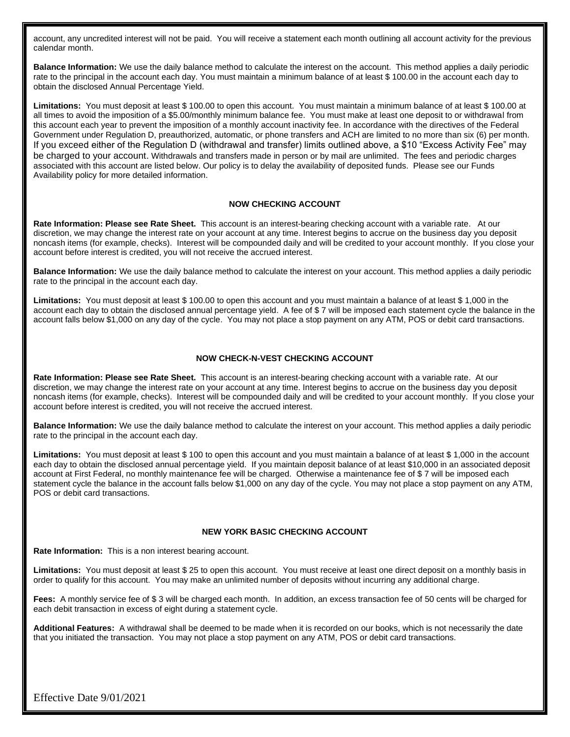account, any uncredited interest will not be paid. You will receive a statement each month outlining all account activity for the previous calendar month.

**Balance Information:** We use the daily balance method to calculate the interest on the account. This method applies a daily periodic rate to the principal in the account each day. You must maintain a minimum balance of at least $ 100.00 in the account each day to obtain the disclosed Annual Percentage Yield.

**Limitations:** You must deposit at least $ 100.00 to open this account. You must maintain a minimum balance of at least $ 100.00 at all times to avoid the imposition of a $5.00/monthly minimum balance fee. You must make at least one deposit to or withdrawal from this account each year to prevent the imposition of a monthly account inactivity fee. In accordance with the directives of the Federal Government under Regulation D, preauthorized, automatic, or phone transfers and ACH are limited to no more than six (6) per month. If you exceed either of the Regulation D (withdrawal and transfer) limits outlined above, a $10 "Excess Activity Fee" may be charged to your account. Withdrawals and transfers made in person or by mail are unlimited. The fees and periodic charges associated with this account are listed below. Our policy is to delay the availability of deposited funds. Please see our Funds Availability policy for more detailed information.

## NOW CHECKING ACCOUNT

**Rate Information: Please see Rate Sheet.** This account is an interest-bearing checking account with a variable rate. At our discretion, we may change the interest rate on your account at any time. Interest begins to accrue on the business day you deposit noncash items (for example, checks). Interest will be compounded daily and will be credited to your account monthly. If you close your account before interest is credited, you will not receive the accrued interest.

**Balance Information:** We use the daily balance method to calculate the interest on your account. This method applies a daily periodic rate to the principal in the account each day.

**Limitations:** You must deposit at least $ 100.00 to open this account and you must maintain a balance of at least $ 1,000 in the account each day to obtain the disclosed annual percentage yield. A fee of $ 7 will be imposed each statement cycle the balance in the account falls below $1,000 on any day of the cycle. You may not place a stop payment on any ATM, POS or debit card transactions.

## NOW CHECK-N-VEST CHECKING ACCOUNT

**Rate Information: Please see Rate Sheet.** This account is an interest-bearing checking account with a variable rate. At our discretion, we may change the interest rate on your account at any time. Interest begins to accrue on the business day you deposit noncash items (for example, checks). Interest will be compounded daily and will be credited to your account monthly. If you close your account before interest is credited, you will not receive the accrued interest.

**Balance Information:** We use the daily balance method to calculate the interest on your account. This method applies a daily periodic rate to the principal in the account each day.

**Limitations:** You must deposit at least $ 100 to open this account and you must maintain a balance of at least $ 1,000 in the account each day to obtain the disclosed annual percentage yield. If you maintain deposit balance of at least $10,000 in an associated deposit account at First Federal, no monthly maintenance fee will be charged. Otherwise a maintenance fee of $ 7 will be imposed each statement cycle the balance in the account falls below $1,000 on any day of the cycle. You may not place a stop payment on any ATM, POS or debit card transactions.

## NEW YORK BASIC CHECKING ACCOUNT

**Rate Information:** This is a non interest bearing account.

**Limitations:** You must deposit at least $ 25 to open this account. You must receive at least one direct deposit on a monthly basis in order to qualify for this account. You may make an unlimited number of deposits without incurring any additional charge.

**Fees:** A monthly service fee of $ 3 will be charged each month. In addition, an excess transaction fee of 50 cents will be charged for each debit transaction in excess of eight during a statement cycle.

**Additional Features:** A withdrawal shall be deemed to be made when it is recorded on our books, which is not necessarily the date that you initiated the transaction. You may not place a stop payment on any ATM, POS or debit card transactions.

Effective Date 9/01/2021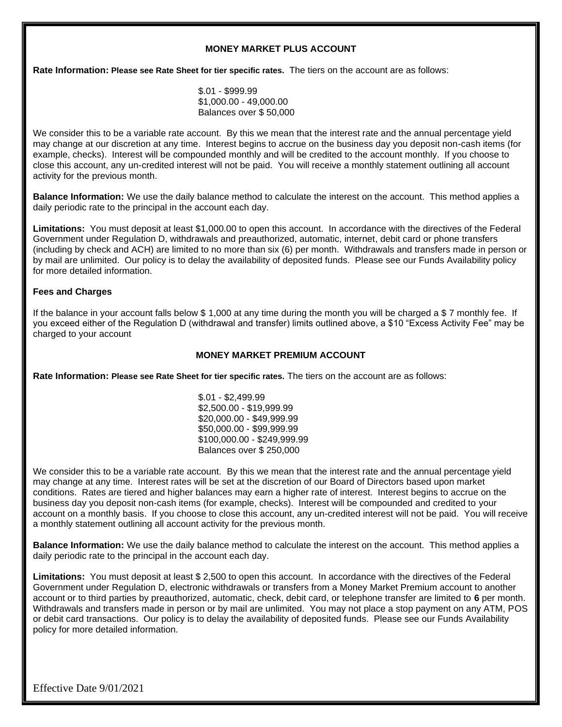## MONEY MARKET PLUS ACCOUNT

**Rate Information: Please see Rate Sheet for tier specific rates.** The tiers on the account are as follows:

$.01 - $999.99
$1,000.00 - 49,000.00
Balances over $ 50,000

We consider this to be a variable rate account. By this we mean that the interest rate and the annual percentage yield may change at our discretion at any time. Interest begins to accrue on the business day you deposit non-cash items (for example, checks). Interest will be compounded monthly and will be credited to the account monthly. If you choose to close this account, any un-credited interest will not be paid. You will receive a monthly statement outlining all account activity for the previous month.

**Balance Information:** We use the daily balance method to calculate the interest on the account. This method applies a daily periodic rate to the principal in the account each day.

**Limitations:** You must deposit at least $1,000.00 to open this account. In accordance with the directives of the Federal Government under Regulation D, withdrawals and preauthorized, automatic, internet, debit card or phone transfers (including by check and ACH) are limited to no more than six (6) per month. Withdrawals and transfers made in person or by mail are unlimited. Our policy is to delay the availability of deposited funds. Please see our Funds Availability policy for more detailed information.

**Fees and Charges**

If the balance in your account falls below $ 1,000 at any time during the month you will be charged a $ 7 monthly fee. If you exceed either of the Regulation D (withdrawal and transfer) limits outlined above, a $10 "Excess Activity Fee" may be charged to your account

## MONEY MARKET PREMIUM ACCOUNT

**Rate Information: Please see Rate Sheet for tier specific rates.** The tiers on the account are as follows:

$.01 - $2,499.99
$2,500.00 - $19,999.99
$20,000.00 - $49,999.99
$50,000.00 - $99,999.99
$100,000.00 - $249,999.99
Balances over $ 250,000

We consider this to be a variable rate account. By this we mean that the interest rate and the annual percentage yield may change at any time. Interest rates will be set at the discretion of our Board of Directors based upon market conditions. Rates are tiered and higher balances may earn a higher rate of interest. Interest begins to accrue on the business day you deposit non-cash items (for example, checks). Interest will be compounded and credited to your account on a monthly basis. If you choose to close this account, any un-credited interest will not be paid. You will receive a monthly statement outlining all account activity for the previous month.

**Balance Information:** We use the daily balance method to calculate the interest on the account. This method applies a daily periodic rate to the principal in the account each day.

**Limitations:** You must deposit at least $ 2,500 to open this account. In accordance with the directives of the Federal Government under Regulation D, electronic withdrawals or transfers from a Money Market Premium account to another account or to third parties by preauthorized, automatic, check, debit card, or telephone transfer are limited to **6** per month. Withdrawals and transfers made in person or by mail are unlimited. You may not place a stop payment on any ATM, POS or debit card transactions. Our policy is to delay the availability of deposited funds. Please see our Funds Availability policy for more detailed information.

Effective Date 9/01/2021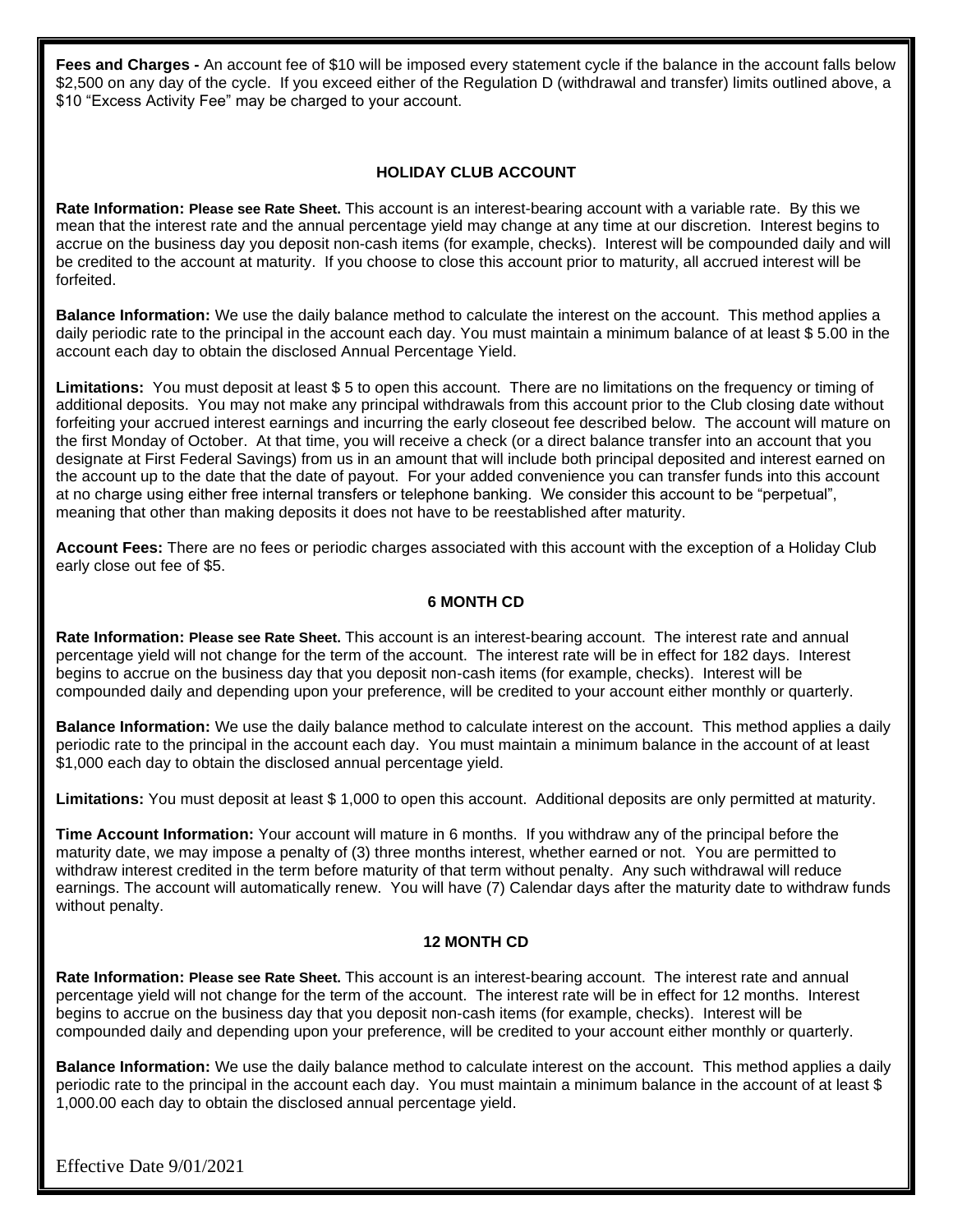**Fees and Charges -** An account fee of $10 will be imposed every statement cycle if the balance in the account falls below $2,500 on any day of the cycle. If you exceed either of the Regulation D (withdrawal and transfer) limits outlined above, a $10 "Excess Activity Fee" may be charged to your account.

### HOLIDAY CLUB ACCOUNT

**Rate Information: Please see Rate Sheet.** This account is an interest-bearing account with a variable rate. By this we mean that the interest rate and the annual percentage yield may change at any time at our discretion. Interest begins to accrue on the business day you deposit non-cash items (for example, checks). Interest will be compounded daily and will be credited to the account at maturity. If you choose to close this account prior to maturity, all accrued interest will be forfeited.

**Balance Information:** We use the daily balance method to calculate the interest on the account. This method applies a daily periodic rate to the principal in the account each day. You must maintain a minimum balance of at least $ 5.00 in the account each day to obtain the disclosed Annual Percentage Yield.

**Limitations:** You must deposit at least $ 5 to open this account. There are no limitations on the frequency or timing of additional deposits. You may not make any principal withdrawals from this account prior to the Club closing date without forfeiting your accrued interest earnings and incurring the early closeout fee described below. The account will mature on the first Monday of October. At that time, you will receive a check (or a direct balance transfer into an account that you designate at First Federal Savings) from us in an amount that will include both principal deposited and interest earned on the account up to the date that the date of payout. For your added convenience you can transfer funds into this account at no charge using either free internal transfers or telephone banking. We consider this account to be "perpetual", meaning that other than making deposits it does not have to be reestablished after maturity.

**Account Fees:** There are no fees or periodic charges associated with this account with the exception of a Holiday Club early close out fee of $5.

### 6 MONTH CD

**Rate Information: Please see Rate Sheet.** This account is an interest-bearing account. The interest rate and annual percentage yield will not change for the term of the account. The interest rate will be in effect for 182 days. Interest begins to accrue on the business day that you deposit non-cash items (for example, checks). Interest will be compounded daily and depending upon your preference, will be credited to your account either monthly or quarterly.

**Balance Information:** We use the daily balance method to calculate interest on the account. This method applies a daily periodic rate to the principal in the account each day. You must maintain a minimum balance in the account of at least $1,000 each day to obtain the disclosed annual percentage yield.

**Limitations:** You must deposit at least $ 1,000 to open this account. Additional deposits are only permitted at maturity.

**Time Account Information:** Your account will mature in 6 months. If you withdraw any of the principal before the maturity date, we may impose a penalty of (3) three months interest, whether earned or not. You are permitted to withdraw interest credited in the term before maturity of that term without penalty. Any such withdrawal will reduce earnings. The account will automatically renew. You will have (7) Calendar days after the maturity date to withdraw funds without penalty.

### 12 MONTH CD

**Rate Information: Please see Rate Sheet.** This account is an interest-bearing account. The interest rate and annual percentage yield will not change for the term of the account. The interest rate will be in effect for 12 months. Interest begins to accrue on the business day that you deposit non-cash items (for example, checks). Interest will be compounded daily and depending upon your preference, will be credited to your account either monthly or quarterly.

**Balance Information:** We use the daily balance method to calculate interest on the account. This method applies a daily periodic rate to the principal in the account each day. You must maintain a minimum balance in the account of at least $ 1,000.00 each day to obtain the disclosed annual percentage yield.

Effective Date 9/01/2021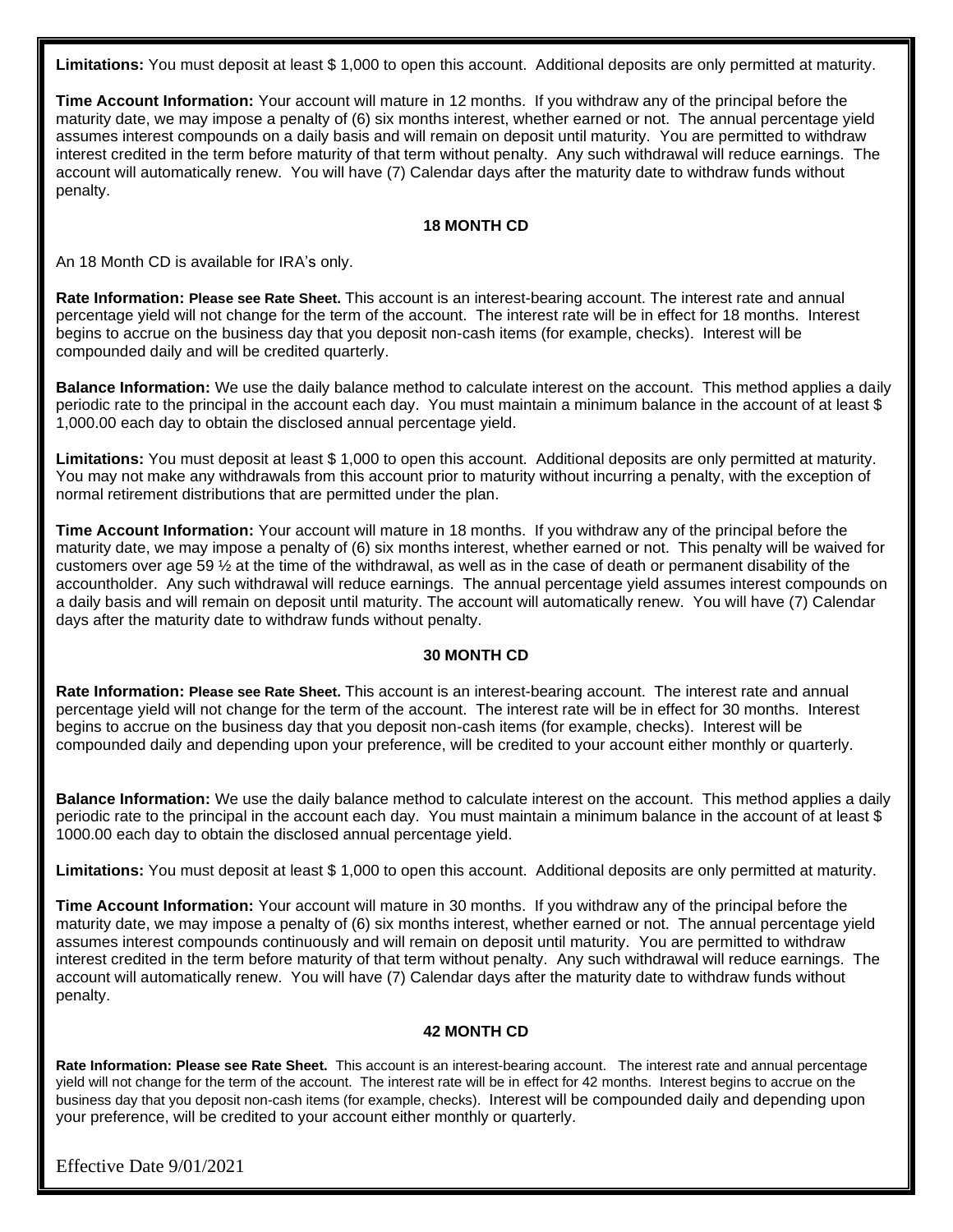**Limitations:** You must deposit at least $ 1,000 to open this account. Additional deposits are only permitted at maturity.

**Time Account Information:** Your account will mature in 12 months. If you withdraw any of the principal before the maturity date, we may impose a penalty of (6) six months interest, whether earned or not. The annual percentage yield assumes interest compounds on a daily basis and will remain on deposit until maturity. You are permitted to withdraw interest credited in the term before maturity of that term without penalty. Any such withdrawal will reduce earnings. The account will automatically renew. You will have (7) Calendar days after the maturity date to withdraw funds without penalty.

### 18 MONTH CD

An 18 Month CD is available for IRA's only.

**Rate Information: Please see Rate Sheet.** This account is an interest-bearing account. The interest rate and annual percentage yield will not change for the term of the account. The interest rate will be in effect for 18 months. Interest begins to accrue on the business day that you deposit non-cash items (for example, checks). Interest will be compounded daily and will be credited quarterly.

**Balance Information:** We use the daily balance method to calculate interest on the account. This method applies a daily periodic rate to the principal in the account each day. You must maintain a minimum balance in the account of at least $ 1,000.00 each day to obtain the disclosed annual percentage yield.

**Limitations:** You must deposit at least $ 1,000 to open this account. Additional deposits are only permitted at maturity. You may not make any withdrawals from this account prior to maturity without incurring a penalty, with the exception of normal retirement distributions that are permitted under the plan.

**Time Account Information:** Your account will mature in 18 months. If you withdraw any of the principal before the maturity date, we may impose a penalty of (6) six months interest, whether earned or not. This penalty will be waived for customers over age 59 ½ at the time of the withdrawal, as well as in the case of death or permanent disability of the accountholder. Any such withdrawal will reduce earnings. The annual percentage yield assumes interest compounds on a daily basis and will remain on deposit until maturity. The account will automatically renew. You will have (7) Calendar days after the maturity date to withdraw funds without penalty.

### 30 MONTH CD

**Rate Information: Please see Rate Sheet.** This account is an interest-bearing account. The interest rate and annual percentage yield will not change for the term of the account. The interest rate will be in effect for 30 months. Interest begins to accrue on the business day that you deposit non-cash items (for example, checks). Interest will be compounded daily and depending upon your preference, will be credited to your account either monthly or quarterly.

**Balance Information:** We use the daily balance method to calculate interest on the account. This method applies a daily periodic rate to the principal in the account each day. You must maintain a minimum balance in the account of at least $ 1000.00 each day to obtain the disclosed annual percentage yield.

**Limitations:** You must deposit at least $ 1,000 to open this account. Additional deposits are only permitted at maturity.

**Time Account Information:** Your account will mature in 30 months. If you withdraw any of the principal before the maturity date, we may impose a penalty of (6) six months interest, whether earned or not. The annual percentage yield assumes interest compounds continuously and will remain on deposit until maturity. You are permitted to withdraw interest credited in the term before maturity of that term without penalty. Any such withdrawal will reduce earnings. The account will automatically renew. You will have (7) Calendar days after the maturity date to withdraw funds without penalty.

### 42 MONTH CD

**Rate Information: Please see Rate Sheet.** This account is an interest-bearing account. The interest rate and annual percentage yield will not change for the term of the account. The interest rate will be in effect for 42 months. Interest begins to accrue on the business day that you deposit non-cash items (for example, checks). Interest will be compounded daily and depending upon your preference, will be credited to your account either monthly or quarterly.

Effective Date 9/01/2021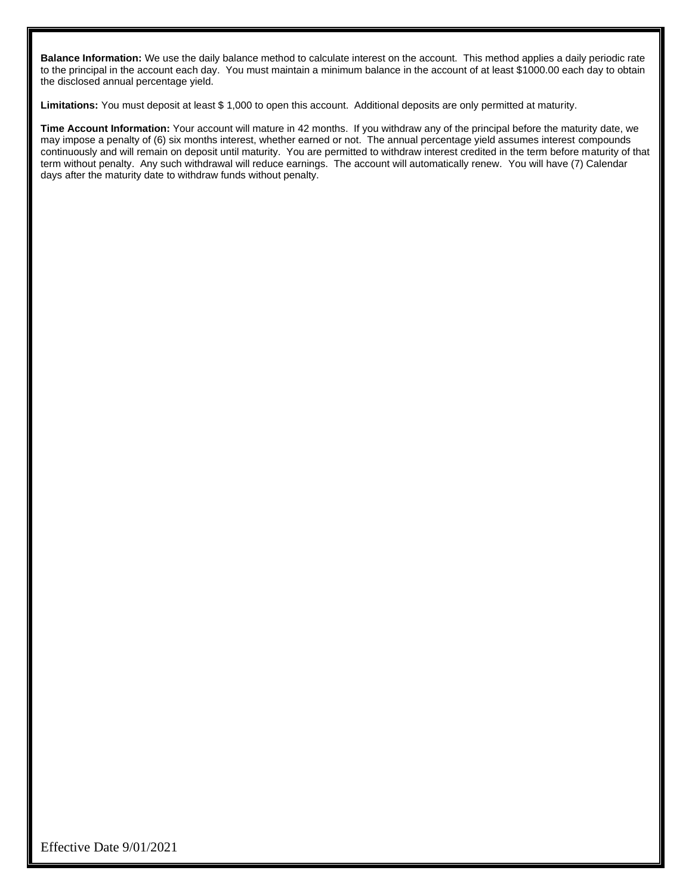**Balance Information:** We use the daily balance method to calculate interest on the account. This method applies a daily periodic rate to the principal in the account each day. You must maintain a minimum balance in the account of at least $1000.00 each day to obtain the disclosed annual percentage yield.

**Limitations:** You must deposit at least $ 1,000 to open this account. Additional deposits are only permitted at maturity.

**Time Account Information:** Your account will mature in 42 months. If you withdraw any of the principal before the maturity date, we may impose a penalty of (6) six months interest, whether earned or not. The annual percentage yield assumes interest compounds continuously and will remain on deposit until maturity. You are permitted to withdraw interest credited in the term before maturity of that term without penalty. Any such withdrawal will reduce earnings. The account will automatically renew. You will have (7) Calendar days after the maturity date to withdraw funds without penalty.

Effective Date 9/01/2021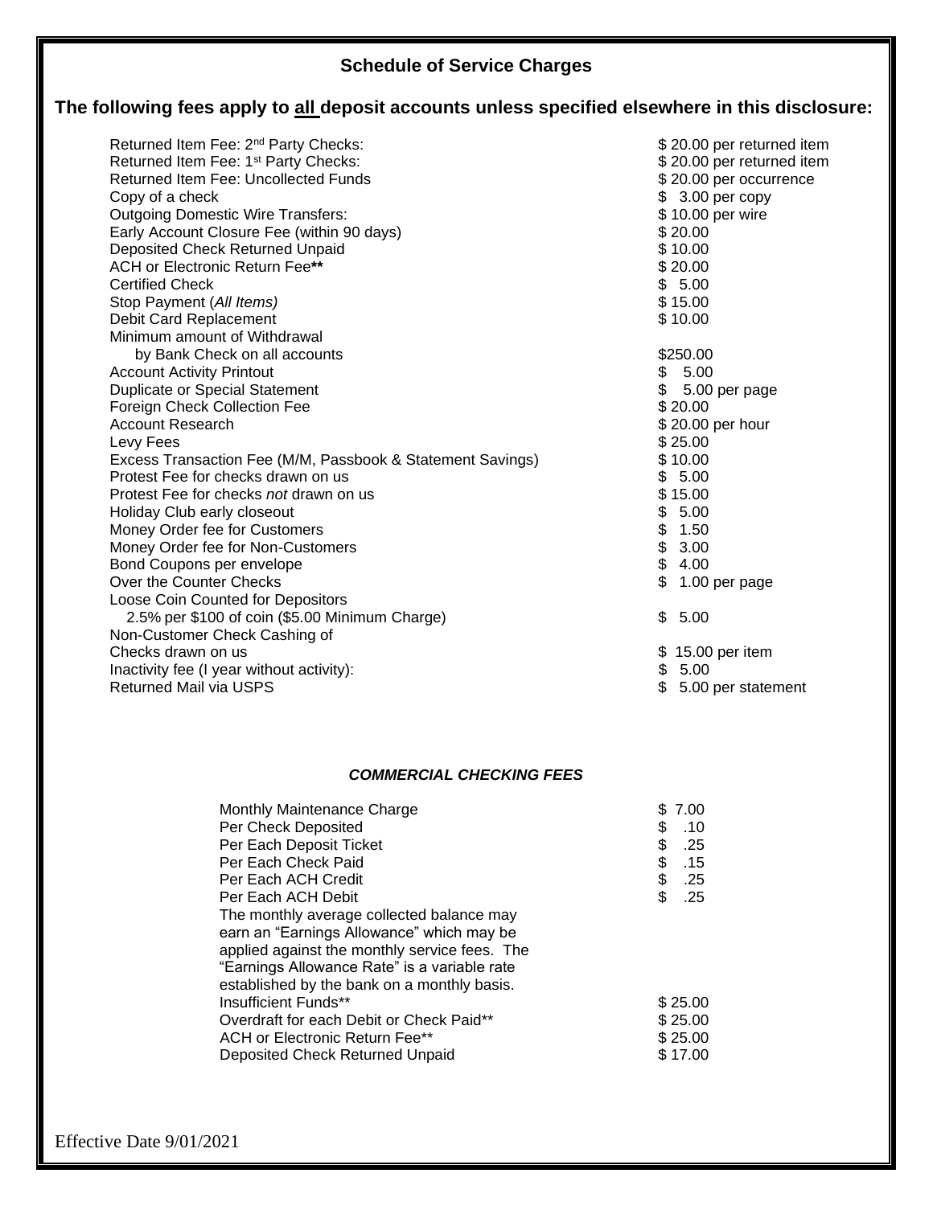## Schedule of Service Charges

### The following fees apply to <u>all</u> deposit accounts unless specified elsewhere in this disclosure:

| | |
|---|---|
| Returned Item Fee: 2nd Party Checks: | $ 20.00 per returned item |
| Returned Item Fee: 1st Party Checks: | $ 20.00 per returned item |
| Returned Item Fee: Uncollected Funds | $ 20.00 per occurrence |
| Copy of a check | $ 3.00 per copy |
| Outgoing Domestic Wire Transfers: | $ 10.00 per wire |
| Early Account Closure Fee (within 90 days) | $ 20.00 |
| Deposited Check Returned Unpaid | $ 10.00 |
| ACH or Electronic Return Fee** | $ 20.00 |
| Certified Check | $ 5.00 |
| Stop Payment (*All Items)* | $ 15.00 |
| Debit Card Replacement | $ 10.00 |
| Minimum amount of Withdrawal by Bank Check on all accounts | $250.00 |
| Account Activity Printout | $ 5.00 |
| Duplicate or Special Statement | $ 5.00 per page |
| Foreign Check Collection Fee | $ 20.00 |
| Account Research | $ 20.00 per hour |
| Levy Fees | $ 25.00 |
| Excess Transaction Fee (M/M, Passbook & Statement Savings) | $ 10.00 |
| Protest Fee for checks drawn on us | $ 5.00 |
| Protest Fee for checks *not* drawn on us | $ 15.00 |
| Holiday Club early closeout | $ 5.00 |
| Money Order fee for Customers | $ 1.50 |
| Money Order fee for Non-Customers | $ 3.00 |
| Bond Coupons per envelope | $ 4.00 |
| Over the Counter Checks | $ 1.00 per page |
| Loose Coin Counted for Depositors 2.5% per $100 of coin ($5.00 Minimum Charge) | $ 5.00 |
| Non-Customer Check Cashing of Checks drawn on us | $ 15.00 per item |
| Inactivity fee (I year without activity): | $ 5.00 |
| Returned Mail via USPS | $ 5.00 per statement |

***COMMERCIAL CHECKING FEES***

| | |
|---|---|
| Monthly Maintenance Charge | $ 7.00 |
| Per Check Deposited | $ .10 |
| Per Each Deposit Ticket | $ .25 |
| Per Each Check Paid | $ .15 |
| Per Each ACH Credit | $ .25 |
| Per Each ACH Debit | $ .25 |
| The monthly average collected balance may earn an "Earnings Allowance" which may be applied against the monthly service fees. The "Earnings Allowance Rate" is a variable rate established by the bank on a monthly basis. | |
| Insufficient Funds** | $ 25.00 |
| Overdraft for each Debit or Check Paid** | $ 25.00 |
| ACH or Electronic Return Fee** | $ 25.00 |
| Deposited Check Returned Unpaid | $ 17.00 |

Effective Date 9/01/2021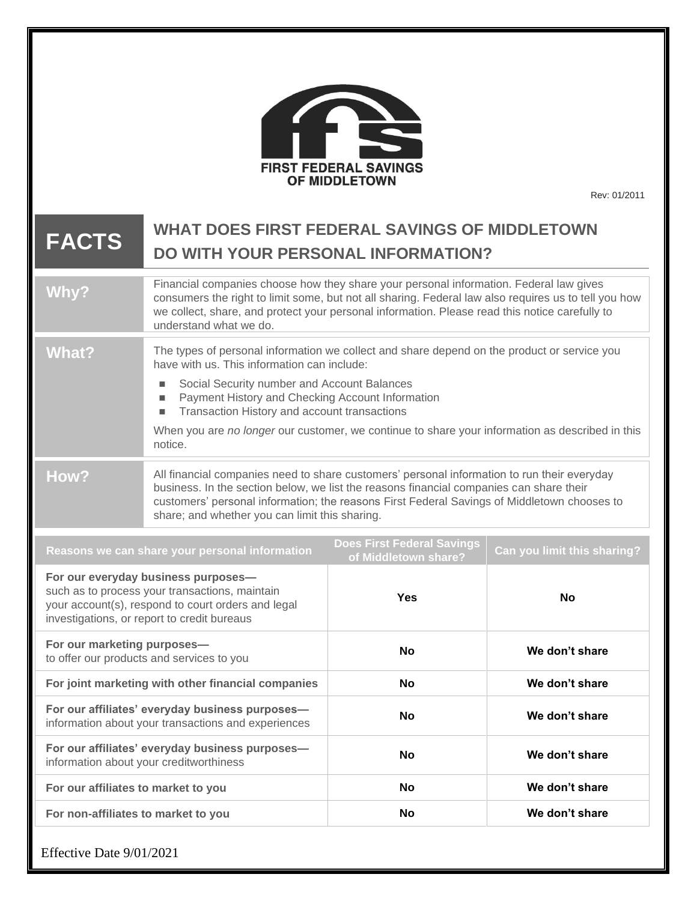FIRST FEDERAL SAVINGS OF MIDDLETOWN

Rev: 01/2011

# FACTS — WHAT DOES FIRST FEDERAL SAVINGS OF MIDDLETOWN DO WITH YOUR PERSONAL INFORMATION?

| | |
|---|---|
| **Why?** | Financial companies choose how they share your personal information. Federal law gives consumers the right to limit some, but not all sharing. Federal law also requires us to tell you how we collect, share, and protect your personal information. Please read this notice carefully to understand what we do. |
| **What?** | The types of personal information we collect and share depend on the product or service you have with us. This information can include:<br>■ Social Security number and Account Balances<br>■ Payment History and Checking Account Information<br>■ Transaction History and account transactions<br><br>When you are *no longer* our customer, we continue to share your information as described in this notice. |
| **How?** | All financial companies need to share customers' personal information to run their everyday business. In the section below, we list the reasons financial companies can share their customers' personal information; the reasons First Federal Savings of Middletown chooses to share; and whether you can limit this sharing. |

| Reasons we can share your personal information | Does First Federal Savings of Middletown share? | Can you limit this sharing? |
|---|---|---|
| **For our everyday business purposes—** such as to process your transactions, maintain your account(s), respond to court orders and legal investigations, or report to credit bureaus | **Yes** | **No** |
| **For our marketing purposes—** to offer our products and services to you | **No** | **We don't share** |
| **For joint marketing with other financial companies** | **No** | **We don't share** |
| **For our affiliates' everyday business purposes—** information about your transactions and experiences | **No** | **We don't share** |
| **For our affiliates' everyday business purposes—** information about your creditworthiness | **No** | **We don't share** |
| **For our affiliates to market to you** | **No** | **We don't share** |
| **For non-affiliates to market to you** | **No** | **We don't share** |

Effective Date 9/01/2021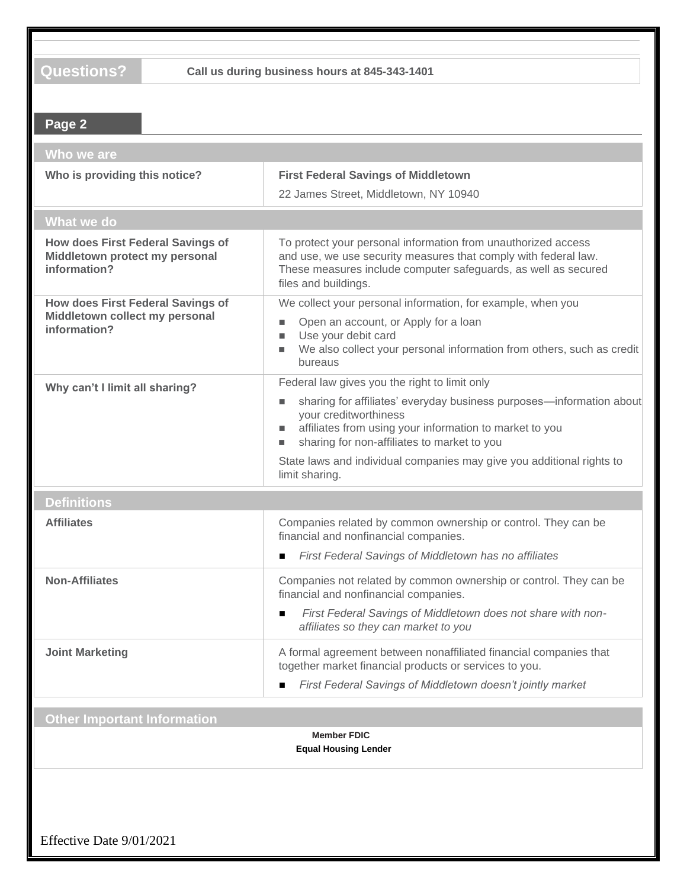| Questions? | Call us during business hours at 845-343-1401 |
|---|---|

## Page 2

| Who we are | |
|---|---|
| **Who is providing this notice?** | **First Federal Savings of Middletown**<br>22 James Street, Middletown, NY 10940 |

| What we do | |
|---|---|
| **How does First Federal Savings of Middletown protect my personal information?** | To protect your personal information from unauthorized access and use, we use security measures that comply with federal law. These measures include computer safeguards, as well as secured files and buildings. |
| **How does First Federal Savings of Middletown collect my personal information?** | We collect your personal information, for example, when you<br>■ Open an account, or Apply for a loan<br>■ Use your debit card<br>■ We also collect your personal information from others, such as credit bureaus |
| **Why can't I limit all sharing?** | Federal law gives you the right to limit only<br>■ sharing for affiliates' everyday business purposes—information about your creditworthiness<br>■ affiliates from using your information to market to you<br>■ sharing for non-affiliates to market to you<br>State laws and individual companies may give you additional rights to limit sharing. |

| Definitions | |
|---|---|
| **Affiliates** | Companies related by common ownership or control. They can be financial and nonfinancial companies.<br>■ *First Federal Savings of Middletown has no affiliates* |
| **Non-Affiliates** | Companies not related by common ownership or control. They can be financial and nonfinancial companies.<br>■ *First Federal Savings of Middletown does not share with non-affiliates so they can market to you* |
| **Joint Marketing** | A formal agreement between nonaffiliated financial companies that together market financial products or services to you.<br>■ *First Federal Savings of Middletown doesn't jointly market* |

### Other Important Information

**Member FDIC**

**Equal Housing Lender**

Effective Date 9/01/2021